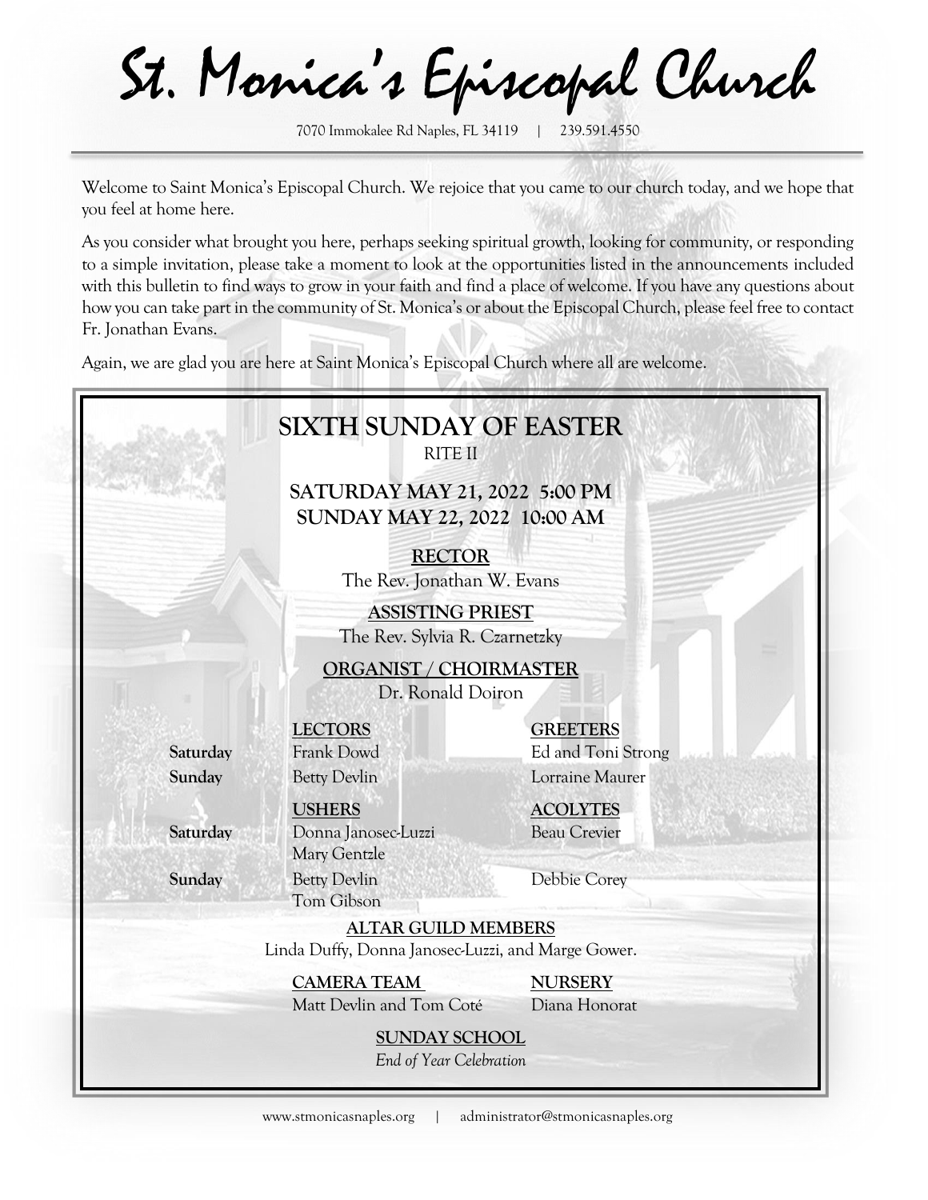# St. Monica's Episcopal Church

7070 Immokalee Rd Naples, FL 34119 | 239.591.4550

Welcome to Saint Monica's Episcopal Church. We rejoice that you came to our church today, and we hope that you feel at home here.

As you consider what brought you here, perhaps seeking spiritual growth, looking for community, or responding to a simple invitation, please take a moment to look at the opportunities listed in the announcements included with this bulletin to find ways to grow in your faith and find a place of welcome. If you have any questions about how you can take part in the community of St. Monica's or about the Episcopal Church, please feel free to contact Fr. Jonathan Evans.

Again, we are glad you are here at Saint Monica's Episcopal Church where all are welcome.

## SIXTH SUNDAY OF EASTER

RITE II

**SATURDAY MAY 21, 2022 5:00 PM**
**SUNDAY MAY 22, 2022 10:00 AM**

**RECTOR**
The Rev. Jonathan W. Evans

**ASSISTING PRIEST**
The Rev. Sylvia R. Czarnetzky

**ORGANIST / CHOIRMASTER**
Dr. Ronald Doiron

| | LECTORS | GREETERS |
|---|---|---|
| **Saturday** | Frank Dowd | Ed and Toni Strong |
| **Sunday** | Betty Devlin | Lorraine Maurer |

| | USHERS | ACOLYTES |
|---|---|---|
| **Saturday** | Donna Janosec-Luzzi, Mary Gentzle | Beau Crevier |
| **Sunday** | Betty Devlin, Tom Gibson | Debbie Corey |

**ALTAR GUILD MEMBERS**
Linda Duffy, Donna Janosec-Luzzi, and Marge Gower.

**CAMERA TEAM**
Matt Devlin and Tom Coté

**NURSERY**
Diana Honorat

**SUNDAY SCHOOL**
*End of Year Celebration*

www.stmonicasnaples.org | administrator@stmonicasnaples.org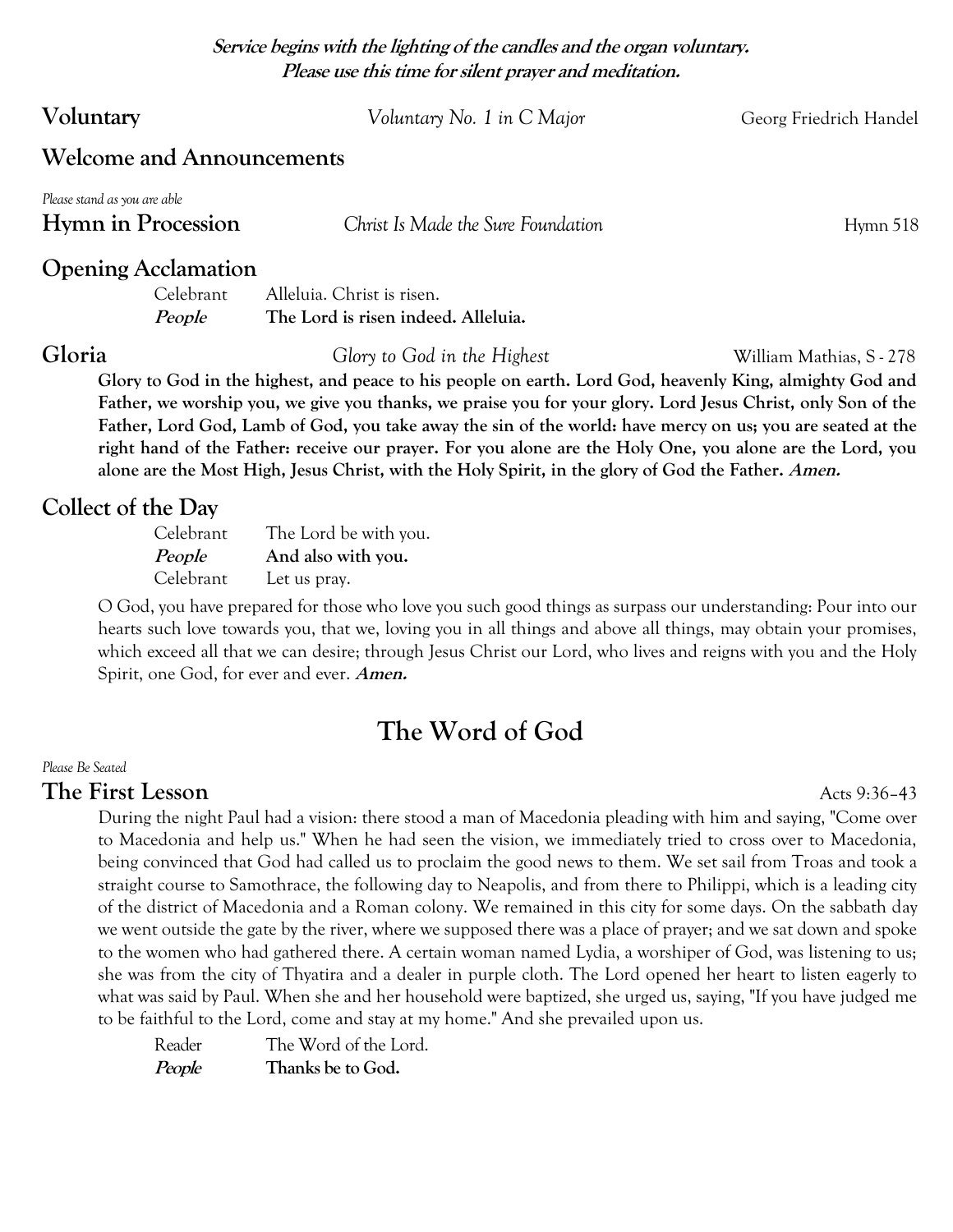**Service begins with the lighting of the candles and the organ voluntary.**
**Please use this time for silent prayer and meditation.**

## Voluntary

*Voluntary No. 1 in C Major* — Georg Friedrich Handel

## Welcome and Announcements

*Please stand as you are able*

## Hymn in Procession

*Christ Is Made the Sure Foundation* — Hymn 518

## Opening Acclamation

Celebrant — Alleluia. Christ is risen.
***People*** — **The Lord is risen indeed. Alleluia.**

## Gloria

*Glory to God in the Highest* — William Mathias, S - 278

**Glory to God in the highest, and peace to his people on earth. Lord God, heavenly King, almighty God and Father, we worship you, we give you thanks, we praise you for your glory. Lord Jesus Christ, only Son of the Father, Lord God, Lamb of God, you take away the sin of the world: have mercy on us; you are seated at the right hand of the Father: receive our prayer. For you alone are the Holy One, you alone are the Lord, you alone are the Most High, Jesus Christ, with the Holy Spirit, in the glory of God the Father. *Amen.***

## Collect of the Day

Celebrant — The Lord be with you.
***People*** — **And also with you.**
Celebrant — Let us pray.

O God, you have prepared for those who love you such good things as surpass our understanding: Pour into our hearts such love towards you, that we, loving you in all things and above all things, may obtain your promises, which exceed all that we can desire; through Jesus Christ our Lord, who lives and reigns with you and the Holy Spirit, one God, for ever and ever. ***Amen.***

# The Word of God

*Please Be Seated*

## The First Lesson

Acts 9:36–43

During the night Paul had a vision: there stood a man of Macedonia pleading with him and saying, "Come over to Macedonia and help us." When he had seen the vision, we immediately tried to cross over to Macedonia, being convinced that God had called us to proclaim the good news to them. We set sail from Troas and took a straight course to Samothrace, the following day to Neapolis, and from there to Philippi, which is a leading city of the district of Macedonia and a Roman colony. We remained in this city for some days. On the sabbath day we went outside the gate by the river, where we supposed there was a place of prayer; and we sat down and spoke to the women who had gathered there. A certain woman named Lydia, a worshiper of God, was listening to us; she was from the city of Thyatira and a dealer in purple cloth. The Lord opened her heart to listen eagerly to what was said by Paul. When she and her household were baptized, she urged us, saying, "If you have judged me to be faithful to the Lord, come and stay at my home." And she prevailed upon us.

Reader — The Word of the Lord.
***People*** — **Thanks be to God.**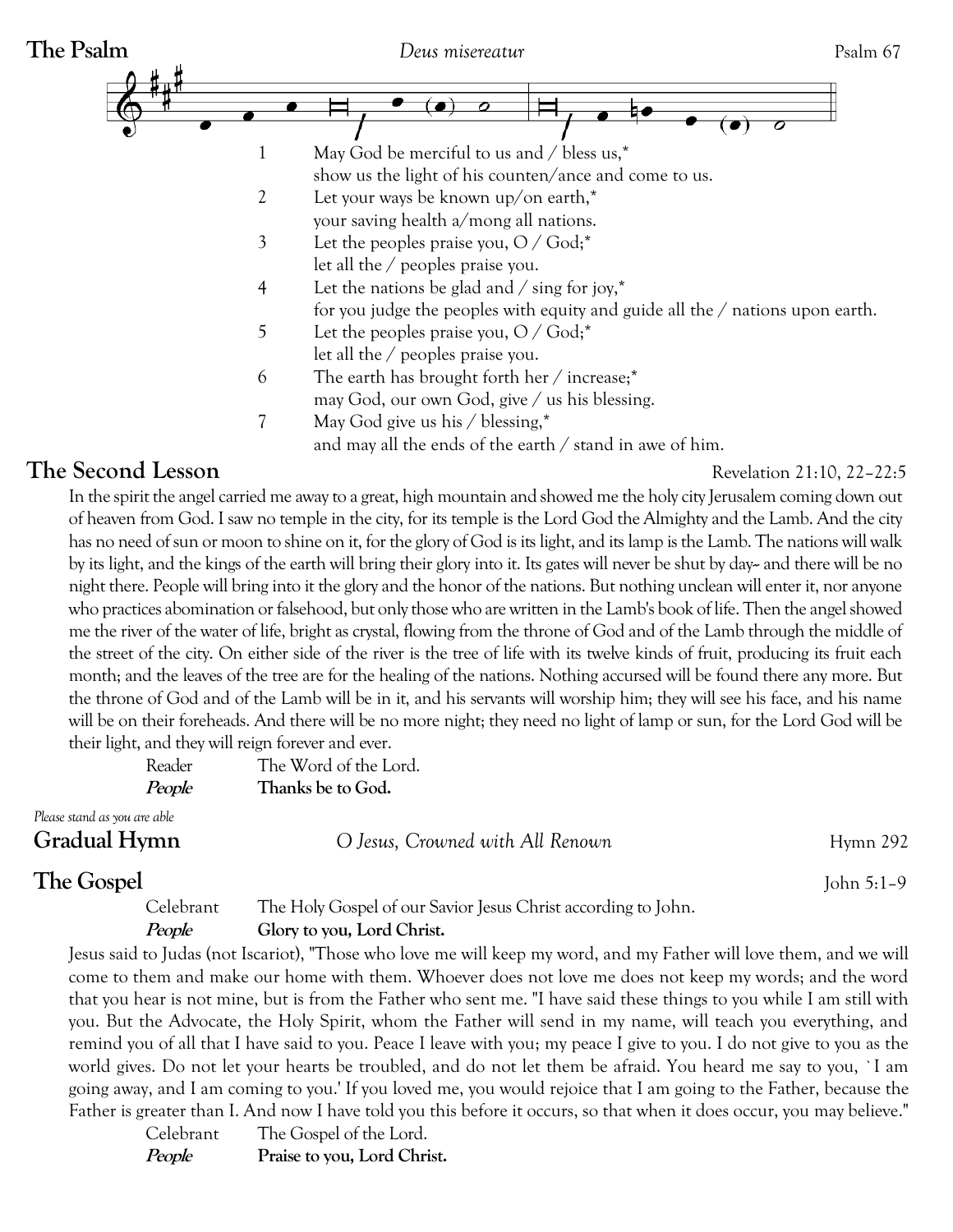## The Psalm

*Deus misereatur* — Psalm 67

1. May God be merciful to us and / bless us,*
   show us the light of his counten/ance and come to us.
2. Let your ways be known up/on earth,*
   your saving health a/mong all nations.
3. Let the peoples praise you, O / God;*
   let all the / peoples praise you.
4. Let the nations be glad and / sing for joy,*
   for you judge the peoples with equity and guide all the / nations upon earth.
5. Let the peoples praise you, O / God;*
   let all the / peoples praise you.
6. The earth has brought forth her / increase;*
   may God, our own God, give / us his blessing.
7. May God give us his / blessing,*
   and may all the ends of the earth / stand in awe of him.

## The Second Lesson

Revelation 21:10, 22–22:5

In the spirit the angel carried me away to a great, high mountain and showed me the holy city Jerusalem coming down out of heaven from God. I saw no temple in the city, for its temple is the Lord God the Almighty and the Lamb. And the city has no need of sun or moon to shine on it, for the glory of God is its light, and its lamp is the Lamb. The nations will walk by its light, and the kings of the earth will bring their glory into it. Its gates will never be shut by day-- and there will be no night there. People will bring into it the glory and the honor of the nations. But nothing unclean will enter it, nor anyone who practices abomination or falsehood, but only those who are written in the Lamb's book of life. Then the angel showed me the river of the water of life, bright as crystal, flowing from the throne of God and of the Lamb through the middle of the street of the city. On either side of the river is the tree of life with its twelve kinds of fruit, producing its fruit each month; and the leaves of the tree are for the healing of the nations. Nothing accursed will be found there any more. But the throne of God and of the Lamb will be in it, and his servants will worship him; they will see his face, and his name will be on their foreheads. And there will be no more night; they need no light of lamp or sun, for the Lord God will be their light, and they will reign forever and ever.

Reader: The Word of the Lord.
***People*: Thanks be to God.**

*Please stand as you are able*

## Gradual Hymn

*O Jesus, Crowned with All Renown* — Hymn 292

## The Gospel

John 5:1–9

Celebrant: The Holy Gospel of our Savior Jesus Christ according to John.
***People*: Glory to you, Lord Christ.**

Jesus said to Judas (not Iscariot), "Those who love me will keep my word, and my Father will love them, and we will come to them and make our home with them. Whoever does not love me does not keep my words; and the word that you hear is not mine, but is from the Father who sent me. "I have said these things to you while I am still with you. But the Advocate, the Holy Spirit, whom the Father will send in my name, will teach you everything, and remind you of all that I have said to you. Peace I leave with you; my peace I give to you. I do not give to you as the world gives. Do not let your hearts be troubled, and do not let them be afraid. You heard me say to you, `I am going away, and I am coming to you.' If you loved me, you would rejoice that I am going to the Father, because the Father is greater than I. And now I have told you this before it occurs, so that when it does occur, you may believe."

Celebrant: The Gospel of the Lord.
***People*: Praise to you, Lord Christ.**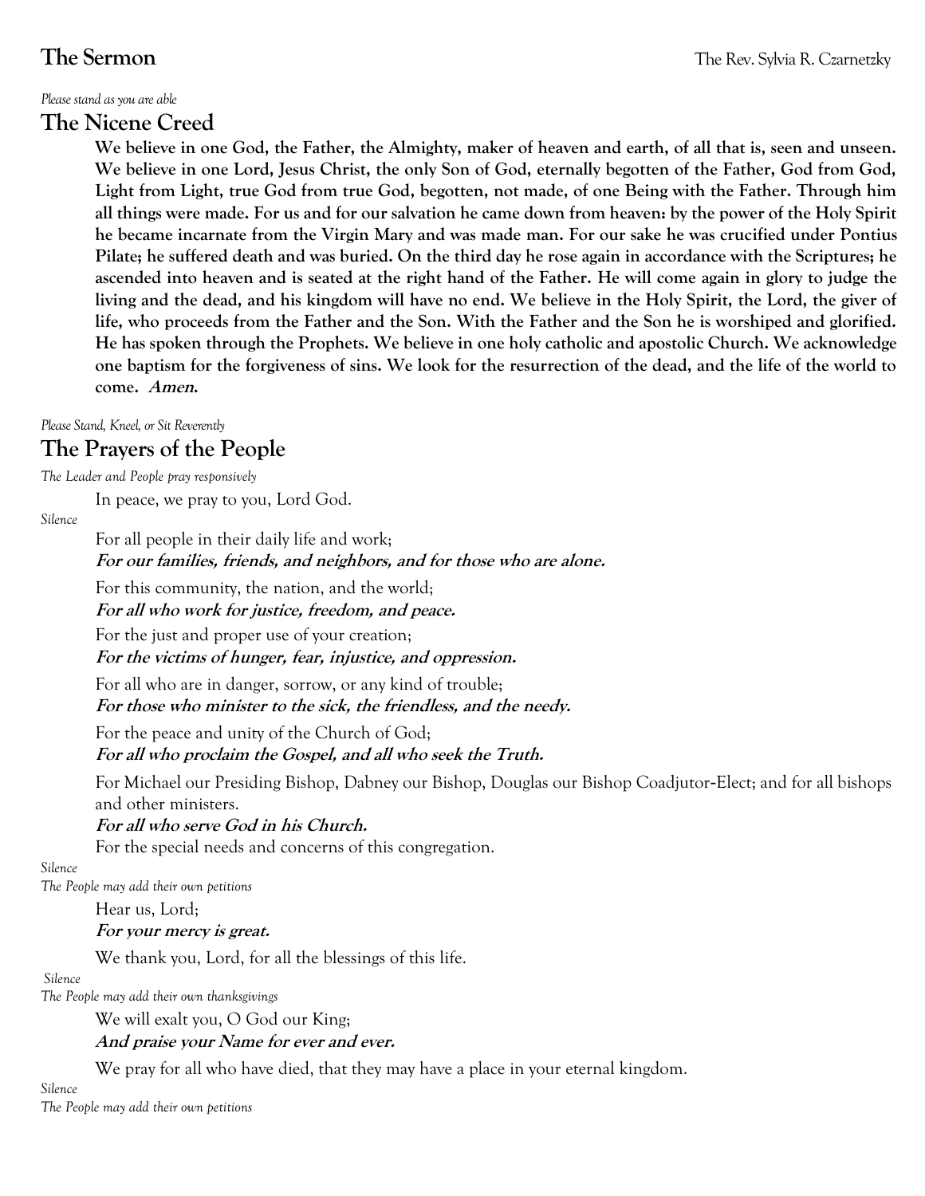## The Sermon

The Rev. Sylvia R. Czarnetzky

*Please stand as you are able*

## The Nicene Creed

**We believe in one God, the Father, the Almighty, maker of heaven and earth, of all that is, seen and unseen. We believe in one Lord, Jesus Christ, the only Son of God, eternally begotten of the Father, God from God, Light from Light, true God from true God, begotten, not made, of one Being with the Father. Through him all things were made. For us and for our salvation he came down from heaven: by the power of the Holy Spirit he became incarnate from the Virgin Mary and was made man. For our sake he was crucified under Pontius Pilate; he suffered death and was buried. On the third day he rose again in accordance with the Scriptures; he ascended into heaven and is seated at the right hand of the Father. He will come again in glory to judge the living and the dead, and his kingdom will have no end. We believe in the Holy Spirit, the Lord, the giver of life, who proceeds from the Father and the Son. With the Father and the Son he is worshiped and glorified. He has spoken through the Prophets. We believe in one holy catholic and apostolic Church. We acknowledge one baptism for the forgiveness of sins. We look for the resurrection of the dead, and the life of the world to come. *Amen.***

*Please Stand, Kneel, or Sit Reverently*

## The Prayers of the People

*The Leader and People pray responsively*

In peace, we pray to you, Lord God.

*Silence*

For all people in their daily life and work;
***For our families, friends, and neighbors, and for those who are alone.***

For this community, the nation, and the world;
***For all who work for justice, freedom, and peace.***

For the just and proper use of your creation;
***For the victims of hunger, fear, injustice, and oppression.***

For all who are in danger, sorrow, or any kind of trouble;
***For those who minister to the sick, the friendless, and the needy.***

For the peace and unity of the Church of God;
***For all who proclaim the Gospel, and all who seek the Truth.***

For Michael our Presiding Bishop, Dabney our Bishop, Douglas our Bishop Coadjutor-Elect; and for all bishops and other ministers.
***For all who serve God in his Church.***

For the special needs and concerns of this congregation.

*Silence*

*The People may add their own petitions*

Hear us, Lord;
***For your mercy is great.***

We thank you, Lord, for all the blessings of this life.

*Silence*

*The People may add their own thanksgivings*

We will exalt you, O God our King;
***And praise your Name for ever and ever.***

We pray for all who have died, that they may have a place in your eternal kingdom.

*Silence*

*The People may add their own petitions*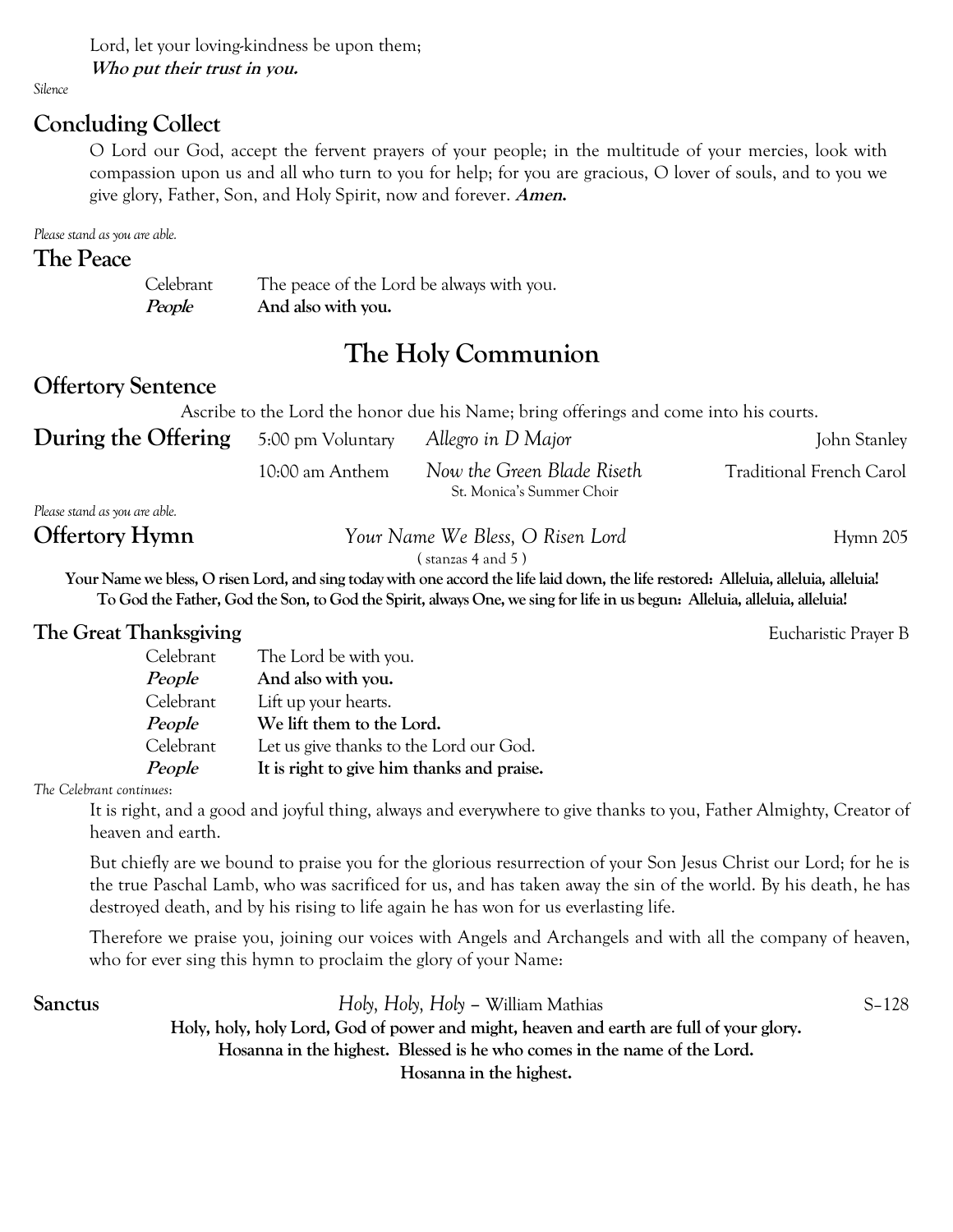Lord, let your loving-kindness be upon them;
**Who put their trust in you.**

*Silence*

## Concluding Collect

O Lord our God, accept the fervent prayers of your people; in the multitude of your mercies, look with compassion upon us and all who turn to you for help; for you are gracious, O lover of souls, and to you we give glory, Father, Son, and Holy Spirit, now and forever. **Amen.**

*Please stand as you are able.*

## The Peace

| | |
|---|---|
| Celebrant | The peace of the Lord be always with you. |
| ***People*** | **And also with you.** |

# The Holy Communion

## Offertory Sentence

Ascribe to the Lord the honor due his Name; bring offerings and come into his courts.

## During the Offering

| | | |
|---|---|---|
| 5:00 pm Voluntary | *Allegro in D Major* | John Stanley |
| 10:00 am Anthem | *Now the Green Blade Riseth* St. Monica's Summer Choir | Traditional French Carol |

*Please stand as you are able.*

## Offertory Hymn

*Your Name We Bless, O Risen Lord* — Hymn 205
( stanzas 4 and 5 )

**Your Name we bless, O risen Lord, and sing today with one accord the life laid down, the life restored: Alleluia, alleluia, alleluia!**
**To God the Father, God the Son, to God the Spirit, always One, we sing for life in us begun: Alleluia, alleluia, alleluia!**

## The Great Thanksgiving

Eucharistic Prayer B

| | |
|---|---|
| Celebrant | The Lord be with you. |
| ***People*** | **And also with you.** |
| Celebrant | Lift up your hearts. |
| ***People*** | **We lift them to the Lord.** |
| Celebrant | Let us give thanks to the Lord our God. |
| ***People*** | **It is right to give him thanks and praise.** |

*The Celebrant continues:*

It is right, and a good and joyful thing, always and everywhere to give thanks to you, Father Almighty, Creator of heaven and earth.

But chiefly are we bound to praise you for the glorious resurrection of your Son Jesus Christ our Lord; for he is the true Paschal Lamb, who was sacrificed for us, and has taken away the sin of the world. By his death, he has destroyed death, and by his rising to life again he has won for us everlasting life.

Therefore we praise you, joining our voices with Angels and Archangels and with all the company of heaven, who for ever sing this hymn to proclaim the glory of your Name:

## Sanctus

*Holy, Holy, Holy* – William Mathias — S–128

**Holy, holy, holy Lord, God of power and might, heaven and earth are full of your glory.**
**Hosanna in the highest. Blessed is he who comes in the name of the Lord.**
**Hosanna in the highest.**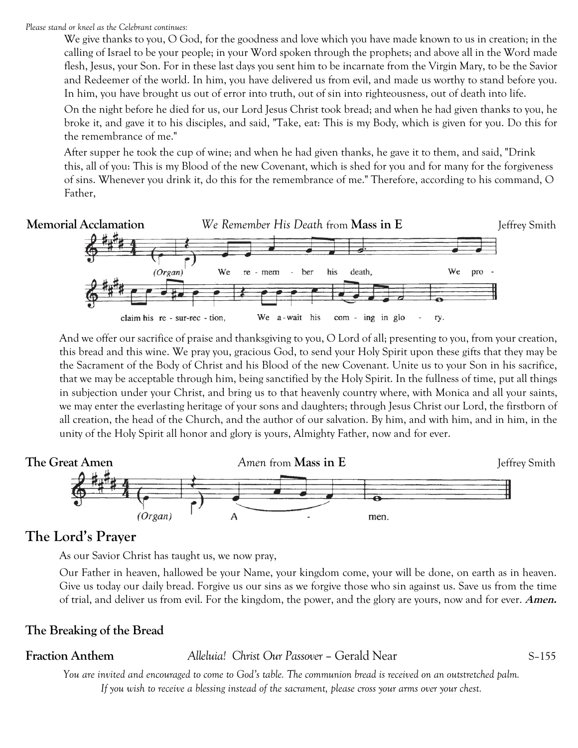*Please stand or kneel as the Celebrant continues:*

We give thanks to you, O God, for the goodness and love which you have made known to us in creation; in the calling of Israel to be your people; in your Word spoken through the prophets; and above all in the Word made flesh, Jesus, your Son. For in these last days you sent him to be incarnate from the Virgin Mary, to be the Savior and Redeemer of the world. In him, you have delivered us from evil, and made us worthy to stand before you. In him, you have brought us out of error into truth, out of sin into righteousness, out of death into life.

On the night before he died for us, our Lord Jesus Christ took bread; and when he had given thanks to you, he broke it, and gave it to his disciples, and said, "Take, eat: This is my Body, which is given for you. Do this for the remembrance of me."

After supper he took the cup of wine; and when he had given thanks, he gave it to them, and said, "Drink this, all of you: This is my Blood of the new Covenant, which is shed for you and for many for the forgiveness of sins. Whenever you drink it, do this for the remembrance of me." Therefore, according to his command, O Father,

**Memorial Acclamation** *We Remember His Death* from **Mass in E** Jeffrey Smith

(Organ) We remember his death, We proclaim his resurrection, We await his coming in glory.

And we offer our sacrifice of praise and thanksgiving to you, O Lord of all; presenting to you, from your creation, this bread and this wine. We pray you, gracious God, to send your Holy Spirit upon these gifts that they may be the Sacrament of the Body of Christ and his Blood of the new Covenant. Unite us to your Son in his sacrifice, that we may be acceptable through him, being sanctified by the Holy Spirit. In the fullness of time, put all things in subjection under your Christ, and bring us to that heavenly country where, with Monica and all your saints, we may enter the everlasting heritage of your sons and daughters; through Jesus Christ our Lord, the firstborn of all creation, the head of the Church, and the author of our salvation. By him, and with him, and in him, in the unity of the Holy Spirit all honor and glory is yours, Almighty Father, now and for ever.

**The Great Amen** *Amen* from **Mass in E** Jeffrey Smith

(Organ) Amen.

## The Lord's Prayer

As our Savior Christ has taught us, we now pray,

Our Father in heaven, hallowed be your Name, your kingdom come, your will be done, on earth as in heaven. Give us today our daily bread. Forgive us our sins as we forgive those who sin against us. Save us from the time of trial, and deliver us from evil. For the kingdom, the power, and the glory are yours, now and for ever. ***Amen.***

### The Breaking of the Bread

**Fraction Anthem** *Alleluia! Christ Our Passover* – Gerald Near S–155

*You are invited and encouraged to come to God's table. The communion bread is received on an outstretched palm. If you wish to receive a blessing instead of the sacrament, please cross your arms over your chest.*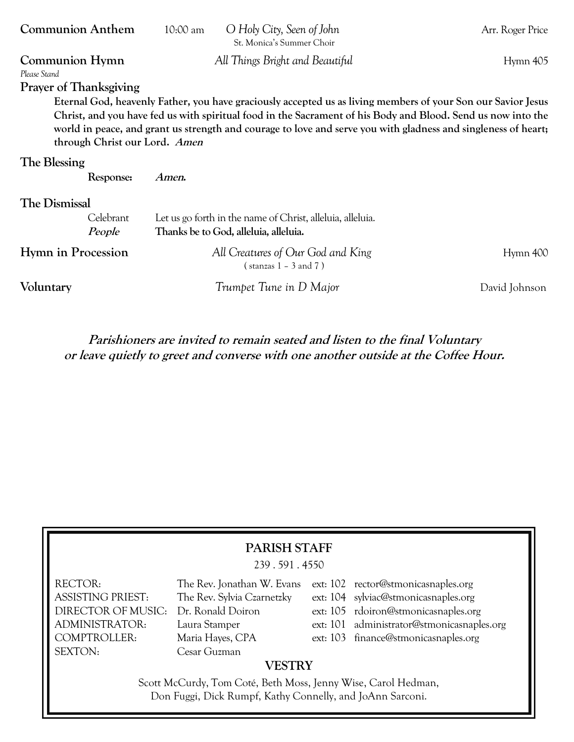**Communion Anthem** 10:00 am *O Holy City, Seen of John* Arr. Roger Price
St. Monica's Summer Choir

**Communion Hymn** *All Things Bright and Beautiful* Hymn 405

*Please Stand*

**Prayer of Thanksgiving**

**Eternal God, heavenly Father, you have graciously accepted us as living members of your Son our Savior Jesus Christ, and you have fed us with spiritual food in the Sacrament of his Body and Blood. Send us now into the world in peace, and grant us strength and courage to love and serve you with gladness and singleness of heart; through Christ our Lord. *Amen***

**The Blessing**

**Response:** ***Amen.***

**The Dismissal**

Celebrant: Let us go forth in the name of Christ, alleluia, alleluia.

***People*** **Thanks be to God, alleluia, alleluia.**

**Hymn in Procession** *All Creatures of Our God and King* Hymn 400
( stanzas 1 – 3 and 7 )

**Voluntary** *Trumpet Tune in D Major* David Johnson

***Parishioners are invited to remain seated and listen to the final Voluntary or leave quietly to greet and converse with one another outside at the Coffee Hour.***

## PARISH STAFF

239 . 591 . 4550

| | | | |
|---|---|---|---|
| RECTOR: | The Rev. Jonathan W. Evans | ext: 102 | rector@stmonicasnaples.org |
| ASSISTING PRIEST: | The Rev. Sylvia Czarnetzky | ext: 104 | sylviac@stmonicasnaples.org |
| DIRECTOR OF MUSIC: | Dr. Ronald Doiron | ext: 105 | rdoiron@stmonicasnaples.org |
| ADMINISTRATOR: | Laura Stamper | ext: 101 | administrator@stmonicasnaples.org |
| COMPTROLLER: | Maria Hayes, CPA | ext: 103 | finance@stmonicasnaples.org |
| SEXTON: | Cesar Guzman | | |

## VESTRY

Scott McCurdy, Tom Coté, Beth Moss, Jenny Wise, Carol Hedman, Don Fuggi, Dick Rumpf, Kathy Connelly, and JoAnn Sarconi.